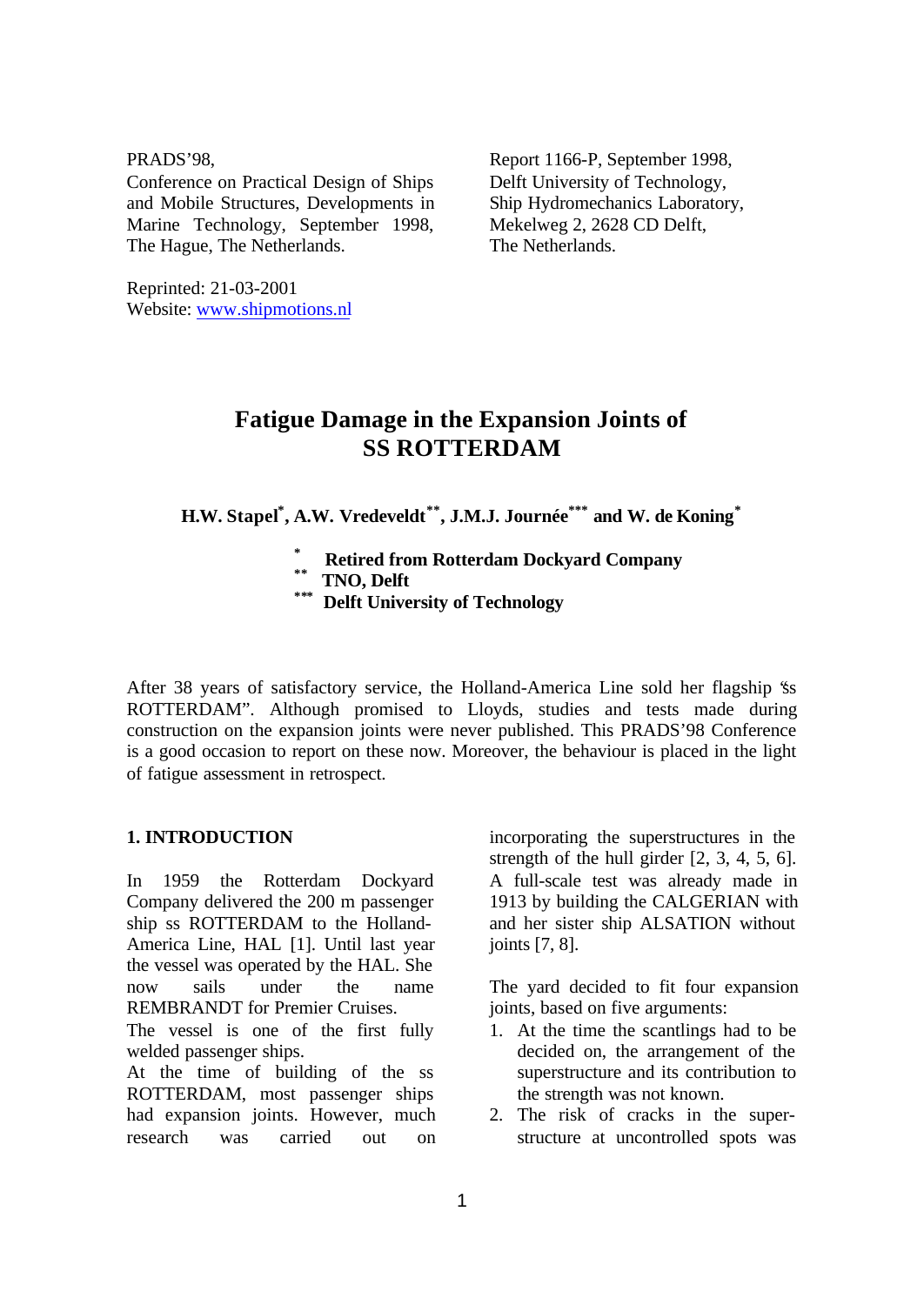PRADS'98,
Conference on Practical Design of Ships and Mobile Structures, Developments in Marine Technology, September 1998, The Hague, The Netherlands.

Report 1166-P, September 1998,
Delft University of Technology,
Ship Hydromechanics Laboratory,
Mekelweg 2, 2628 CD Delft,
The Netherlands.

Reprinted: 21-03-2001
Website: www.shipmotions.nl

# Fatigue Damage in the Expansion Joints of SS ROTTERDAM

**H.W. Stapel*, A.W. Vredeveldt**, J.M.J. Journée*** and W. de Koning***

\* **Retired from Rotterdam Dockyard Company**
\*\* **TNO, Delft**
\*\*\* **Delft University of Technology**

After 38 years of satisfactory service, the Holland-America Line sold her flagship "ss ROTTERDAM". Although promised to Lloyds, studies and tests made during construction on the expansion joints were never published. This PRADS'98 Conference is a good occasion to report on these now. Moreover, the behaviour is placed in the light of fatigue assessment in retrospect.

## 1. INTRODUCTION

In 1959 the Rotterdam Dockyard Company delivered the 200 m passenger ship ss ROTTERDAM to the Holland-America Line, HAL [1]. Until last year the vessel was operated by the HAL. She now sails under the name REMBRANDT for Premier Cruises.
The vessel is one of the first fully welded passenger ships.
At the time of building of the ss ROTTERDAM, most passenger ships had expansion joints. However, much research was carried out on incorporating the superstructures in the strength of the hull girder [2, 3, 4, 5, 6]. A full-scale test was already made in 1913 by building the CALGERIAN with and her sister ship ALSATION without joints [7, 8].

The yard decided to fit four expansion joints, based on five arguments:

1. At the time the scantlings had to be decided on, the arrangement of the superstructure and its contribution to the strength was not known.
2. The risk of cracks in the superstructure at uncontrolled spots was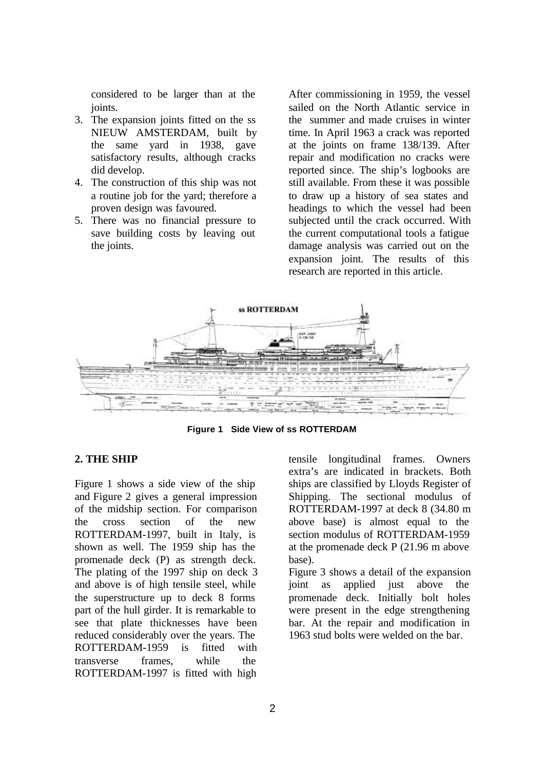considered to be larger than at the joints.

3. The expansion joints fitted on the ss NIEUW AMSTERDAM, built by the same yard in 1938, gave satisfactory results, although cracks did develop.
4. The construction of this ship was not a routine job for the yard; therefore a proven design was favoured.
5. There was no financial pressure to save building costs by leaving out the joints.

After commissioning in 1959, the vessel sailed on the North Atlantic service in the summer and made cruises in winter time. In April 1963 a crack was reported at the joints on frame 138/139. After repair and modification no cracks were reported since. The ship's logbooks are still available. From these it was possible to draw up a history of sea states and headings to which the vessel had been subjected until the crack occurred. With the current computational tools a fatigue damage analysis was carried out on the expansion joint. The results of this research are reported in this article.

**Figure 1 Side View of ss ROTTERDAM**

## 2. THE SHIP

Figure 1 shows a side view of the ship and Figure 2 gives a general impression of the midship section. For comparison the cross section of the new ROTTERDAM-1997, built in Italy, is shown as well. The 1959 ship has the promenade deck (P) as strength deck. The plating of the 1997 ship on deck 3 and above is of high tensile steel, while the superstructure up to deck 8 forms part of the hull girder. It is remarkable to see that plate thicknesses have been reduced considerably over the years. The ROTTERDAM-1959 is fitted with transverse frames, while the ROTTERDAM-1997 is fitted with high tensile longitudinal frames. Owners extra's are indicated in brackets. Both ships are classified by Lloyds Register of Shipping. The sectional modulus of ROTTERDAM-1997 at deck 8 (34.80 m above base) is almost equal to the section modulus of ROTTERDAM-1959 at the promenade deck P (21.96 m above base).

Figure 3 shows a detail of the expansion joint as applied just above the promenade deck. Initially bolt holes were present in the edge strengthening bar. At the repair and modification in 1963 stud bolts were welded on the bar.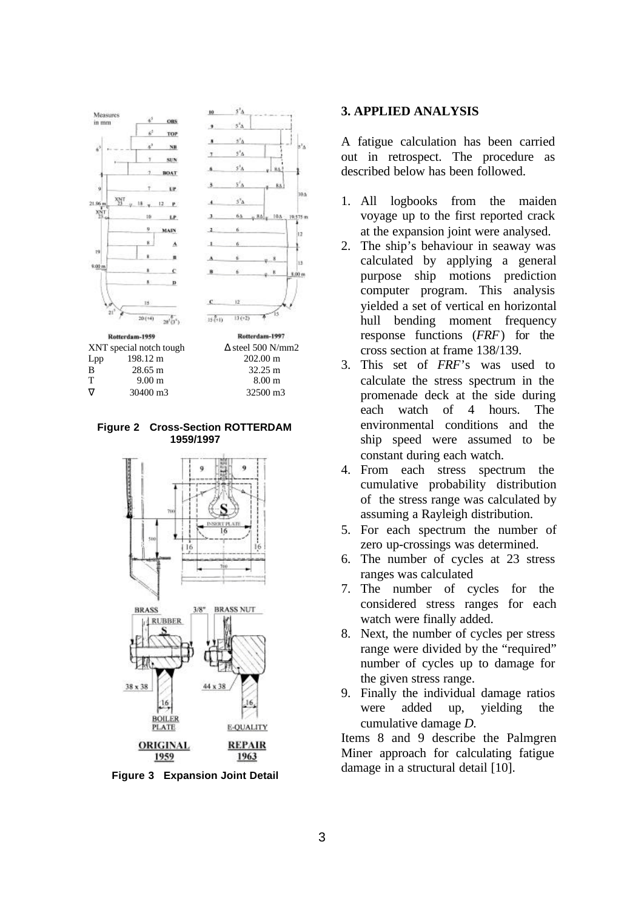| | Rotterdam-1959 | Rotterdam-1997 |
|---|---|---|
| | XNT special notch tough | Δ steel 500 N/mm2 |
| Lpp | 198.12 m | 202.00 m |
| B | 28.65 m | 32.25 m |
| T | 9.00 m | 8.00 m |
| ∇ | 30400 m3 | 32500 m3 |

**Figure 2 Cross-Section ROTTERDAM 1959/1997**

**Figure 3 Expansion Joint Detail**

## 3. APPLIED ANALYSIS

A fatigue calculation has been carried out in retrospect. The procedure as described below has been followed.

1. All logbooks from the maiden voyage up to the first reported crack at the expansion joint were analysed.
2. The ship's behaviour in seaway was calculated by applying a general purpose ship motions prediction computer program. This analysis yielded a set of vertical en horizontal hull bending moment frequency response functions (*FRF*) for the cross section at frame 138/139.
3. This set of *FRF*'s was used to calculate the stress spectrum in the promenade deck at the side during each watch of 4 hours. The environmental conditions and the ship speed were assumed to be constant during each watch.
4. From each stress spectrum the cumulative probability distribution of the stress range was calculated by assuming a Rayleigh distribution.
5. For each spectrum the number of zero up-crossings was determined.
6. The number of cycles at 23 stress ranges was calculated
7. The number of cycles for the considered stress ranges for each watch were finally added.
8. Next, the number of cycles per stress range were divided by the "required" number of cycles up to damage for the given stress range.
9. Finally the individual damage ratios were added up, yielding the cumulative damage *D.*

Items 8 and 9 describe the Palmgren Miner approach for calculating fatigue damage in a structural detail [10].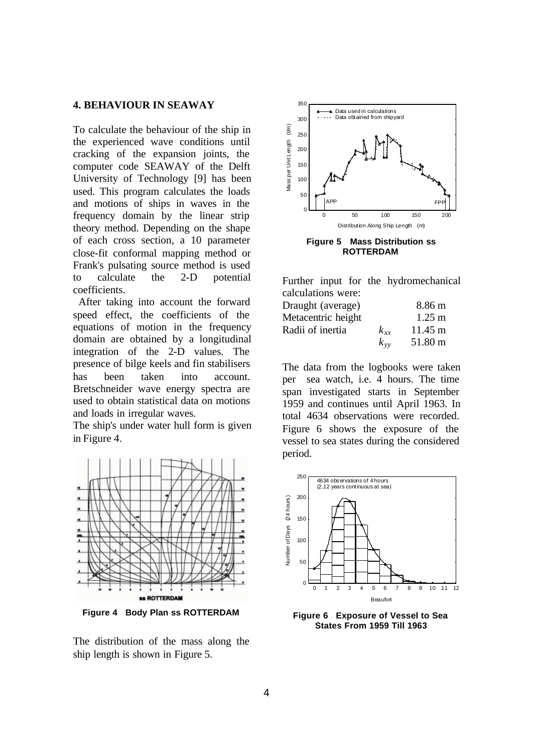## 4. BEHAVIOUR IN SEAWAY

To calculate the behaviour of the ship in the experienced wave conditions until cracking of the expansion joints, the computer code SEAWAY of the Delft University of Technology [9] has been used. This program calculates the loads and motions of ships in waves in the frequency domain by the linear strip theory method. Depending on the shape of each cross section, a 10 parameter close-fit conformal mapping method or Frank's pulsating source method is used to calculate the 2-D potential coefficients.

After taking into account the forward speed effect, the coefficients of the equations of motion in the frequency domain are obtained by a longitudinal integration of the 2-D values. The presence of bilge keels and fin stabilisers has been taken into account. Bretschneider wave energy spectra are used to obtain statistical data on motions and loads in irregular waves.

The ship's under water hull form is given in Figure 4.

**Figure 4 Body Plan ss ROTTERDAM**

The distribution of the mass along the ship length is shown in Figure 5.

**Figure 5 Mass Distribution ss ROTTERDAM**

Further input for the hydromechanical calculations were:

| | | |
|---|---|---|
| Draught (average) | | 8.86 m |
| Metacentric height | | 1.25 m |
| Radii of inertia | $k_{xx}$ | 11.45 m |
| | $k_{yy}$ | 51.80 m |

The data from the logbooks were taken per sea watch, i.e. 4 hours. The time span investigated starts in September 1959 and continues until April 1963. In total 4634 observations were recorded. Figure 6 shows the exposure of the vessel to sea states during the considered period.

**Figure 6 Exposure of Vessel to Sea States From 1959 Till 1963**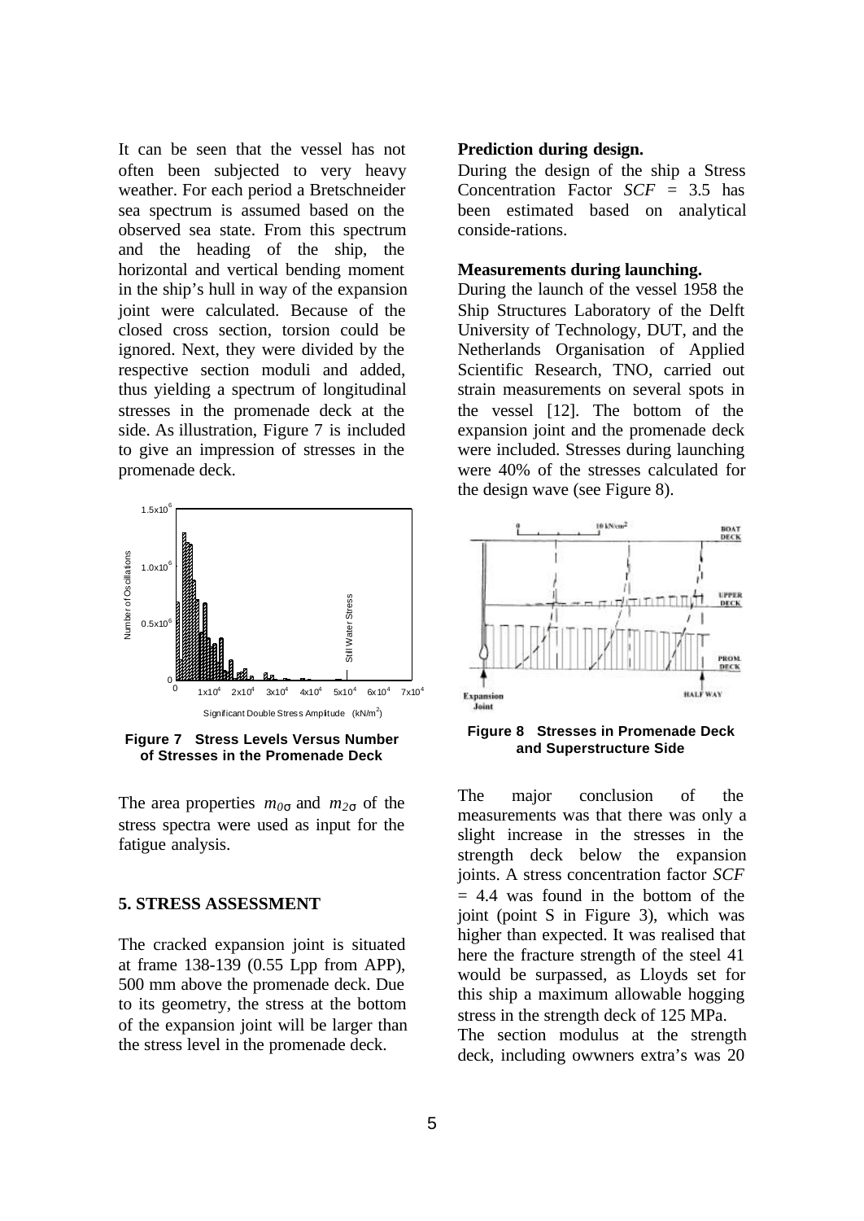It can be seen that the vessel has not often been subjected to very heavy weather. For each period a Bretschneider sea spectrum is assumed based on the observed sea state. From this spectrum and the heading of the ship, the horizontal and vertical bending moment in the ship's hull in way of the expansion joint were calculated. Because of the closed cross section, torsion could be ignored. Next, they were divided by the respective section moduli and added, thus yielding a spectrum of longitudinal stresses in the promenade deck at the side. As illustration, Figure 7 is included to give an impression of stresses in the promenade deck.

**Figure 7 Stress Levels Versus Number of Stresses in the Promenade Deck**

The area properties $m_{0\sigma}$ and $m_{2\sigma}$ of the stress spectra were used as input for the fatigue analysis.

## 5. STRESS ASSESSMENT

The cracked expansion joint is situated at frame 138-139 (0.55 Lpp from APP), 500 mm above the promenade deck. Due to its geometry, the stress at the bottom of the expansion joint will be larger than the stress level in the promenade deck.

**Prediction during design.**
During the design of the ship a Stress Concentration Factor *SCF* = 3.5 has been estimated based on analytical conside-rations.

**Measurements during launching.**
During the launch of the vessel 1958 the Ship Structures Laboratory of the Delft University of Technology, DUT, and the Netherlands Organisation of Applied Scientific Research, TNO, carried out strain measurements on several spots in the vessel [12]. The bottom of the expansion joint and the promenade deck were included. Stresses during launching were 40% of the stresses calculated for the design wave (see Figure 8).

**Figure 8 Stresses in Promenade Deck and Superstructure Side**

The major conclusion of the measurements was that there was only a slight increase in the stresses in the strength deck below the expansion joints. A stress concentration factor *SCF* = 4.4 was found in the bottom of the joint (point S in Figure 3), which was higher than expected. It was realised that here the fracture strength of the steel 41 would be surpassed, as Lloyds set for this ship a maximum allowable hogging stress in the strength deck of 125 MPa.
The section modulus at the strength deck, including owwners extra's was 20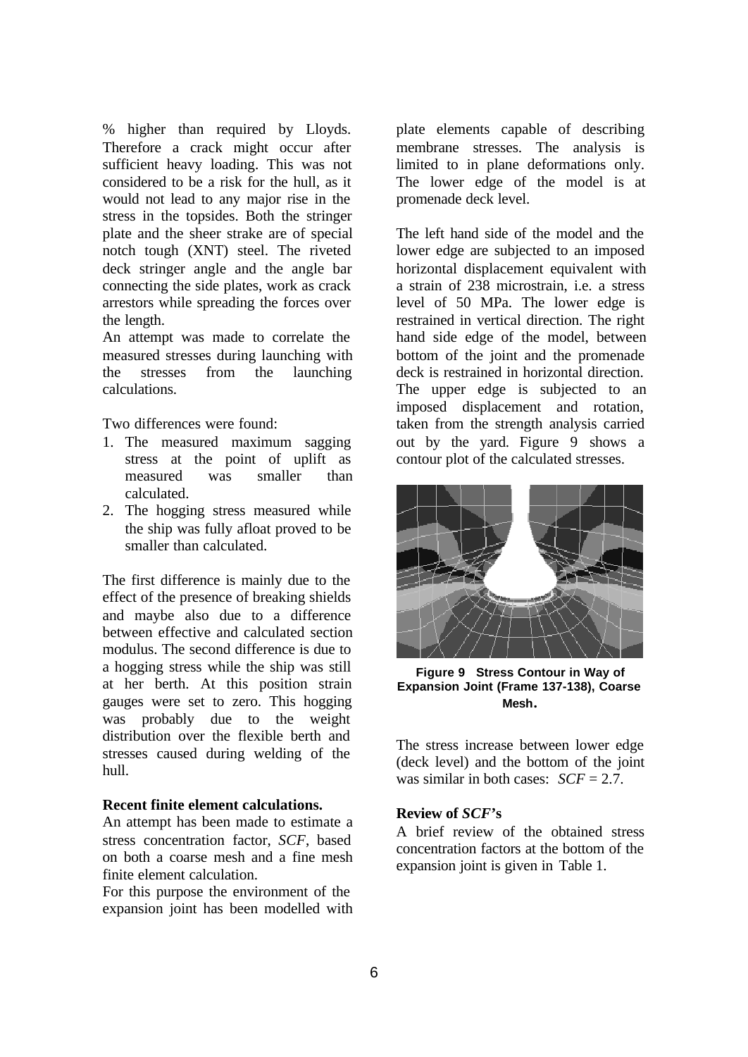% higher than required by Lloyds. Therefore a crack might occur after sufficient heavy loading. This was not considered to be a risk for the hull, as it would not lead to any major rise in the stress in the topsides. Both the stringer plate and the sheer strake are of special notch tough (XNT) steel. The riveted deck stringer angle and the angle bar connecting the side plates, work as crack arrestors while spreading the forces over the length.

An attempt was made to correlate the measured stresses during launching with the stresses from the launching calculations.

Two differences were found:

1. The measured maximum sagging stress at the point of uplift as measured was smaller than calculated.
2. The hogging stress measured while the ship was fully afloat proved to be smaller than calculated.

The first difference is mainly due to the effect of the presence of breaking shields and maybe also due to a difference between effective and calculated section modulus. The second difference is due to a hogging stress while the ship was still at her berth. At this position strain gauges were set to zero. This hogging was probably due to the weight distribution over the flexible berth and stresses caused during welding of the hull.

**Recent finite element calculations.**

An attempt has been made to estimate a stress concentration factor, *SCF*, based on both a coarse mesh and a fine mesh finite element calculation.

For this purpose the environment of the expansion joint has been modelled with plate elements capable of describing membrane stresses. The analysis is limited to in plane deformations only. The lower edge of the model is at promenade deck level.

The left hand side of the model and the lower edge are subjected to an imposed horizontal displacement equivalent with a strain of 238 microstrain, i.e. a stress level of 50 MPa. The lower edge is restrained in vertical direction. The right hand side edge of the model, between bottom of the joint and the promenade deck is restrained in horizontal direction. The upper edge is subjected to an imposed displacement and rotation, taken from the strength analysis carried out by the yard. Figure 9 shows a contour plot of the calculated stresses.

**Figure 9 Stress Contour in Way of Expansion Joint (Frame 137-138), Coarse Mesh.**

The stress increase between lower edge (deck level) and the bottom of the joint was similar in both cases: $SCF = 2.7$.

**Review of *SCF*'s**

A brief review of the obtained stress concentration factors at the bottom of the expansion joint is given in Table 1.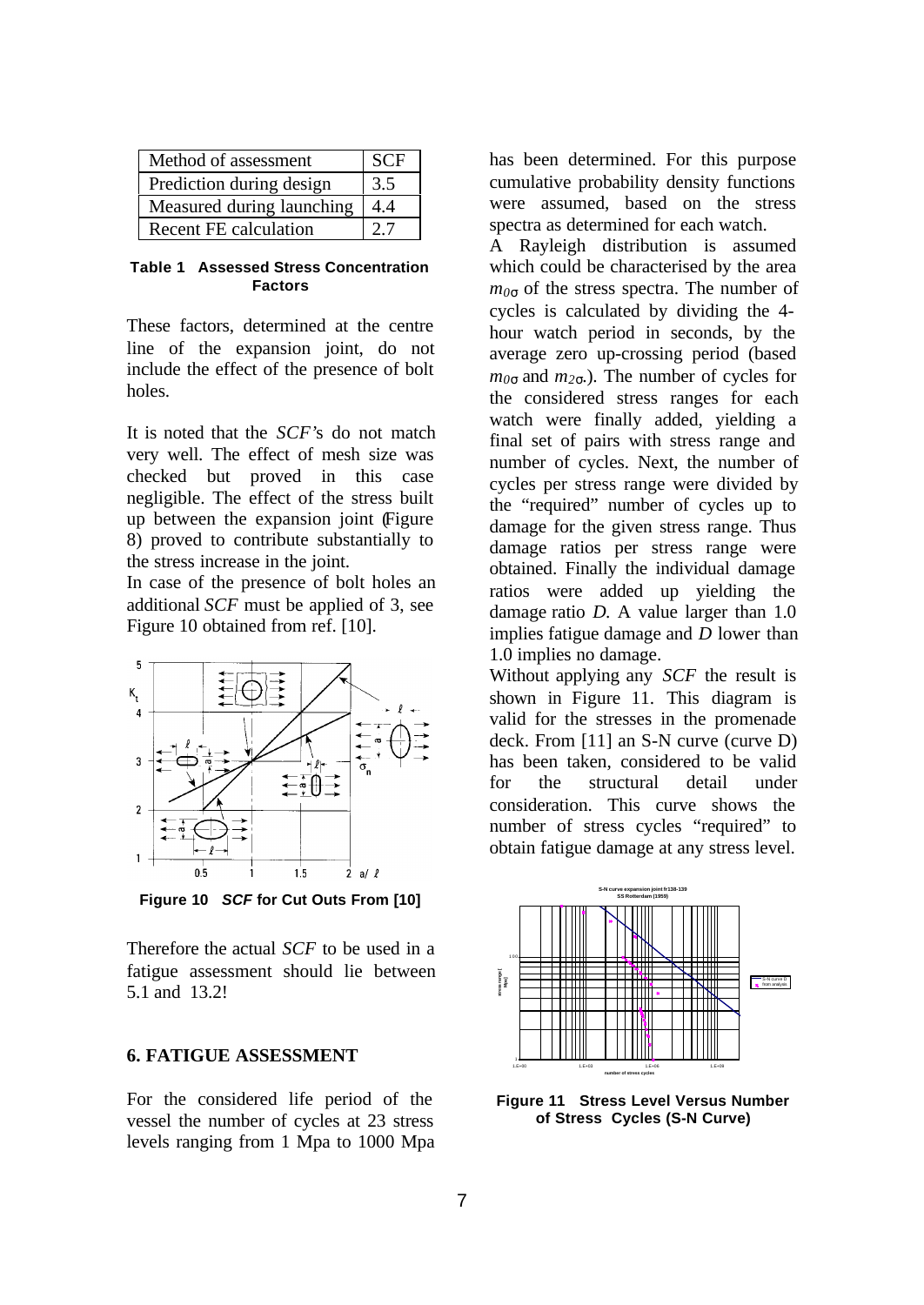| Method of assessment | SCF |
|---|---|
| Prediction during design | 3.5 |
| Measured during launching | 4.4 |
| Recent FE calculation | 2.7 |

**Table 1 Assessed Stress Concentration Factors**

These factors, determined at the centre line of the expansion joint, do not include the effect of the presence of bolt holes.

It is noted that the *SCF*'s do not match very well. The effect of mesh size was checked but proved in this case negligible. The effect of the stress built up between the expansion joint (Figure 8) proved to contribute substantially to the stress increase in the joint.

In case of the presence of bolt holes an additional *SCF* must be applied of 3, see Figure 10 obtained from ref. [10].

**Figure 10 *SCF* for Cut Outs From [10]**

Therefore the actual *SCF* to be used in a fatigue assessment should lie between 5.1 and 13.2!

## 6. FATIGUE ASSESSMENT

For the considered life period of the vessel the number of cycles at 23 stress levels ranging from 1 Mpa to 1000 Mpa has been determined. For this purpose cumulative probability density functions were assumed, based on the stress spectra as determined for each watch.

A Rayleigh distribution is assumed which could be characterised by the area $m_{0\sigma}$ of the stress spectra. The number of cycles is calculated by dividing the 4-hour watch period in seconds, by the average zero up-crossing period (based $m_{0\sigma}$ and $m_{2\sigma}$). The number of cycles for the considered stress ranges for each watch were finally added, yielding a final set of pairs with stress range and number of cycles. Next, the number of cycles per stress range were divided by the "required" number of cycles up to damage for the given stress range. Thus damage ratios per stress range were obtained. Finally the individual damage ratios were added up yielding the damage ratio *D*. A value larger than 1.0 implies fatigue damage and *D* lower than 1.0 implies no damage.

Without applying any *SCF* the result is shown in Figure 11. This diagram is valid for the stresses in the promenade deck. From [11] an S-N curve (curve D) has been taken, considered to be valid for the structural detail under consideration. This curve shows the number of stress cycles "required" to obtain fatigue damage at any stress level.

**Figure 11 Stress Level Versus Number of Stress Cycles (S-N Curve)**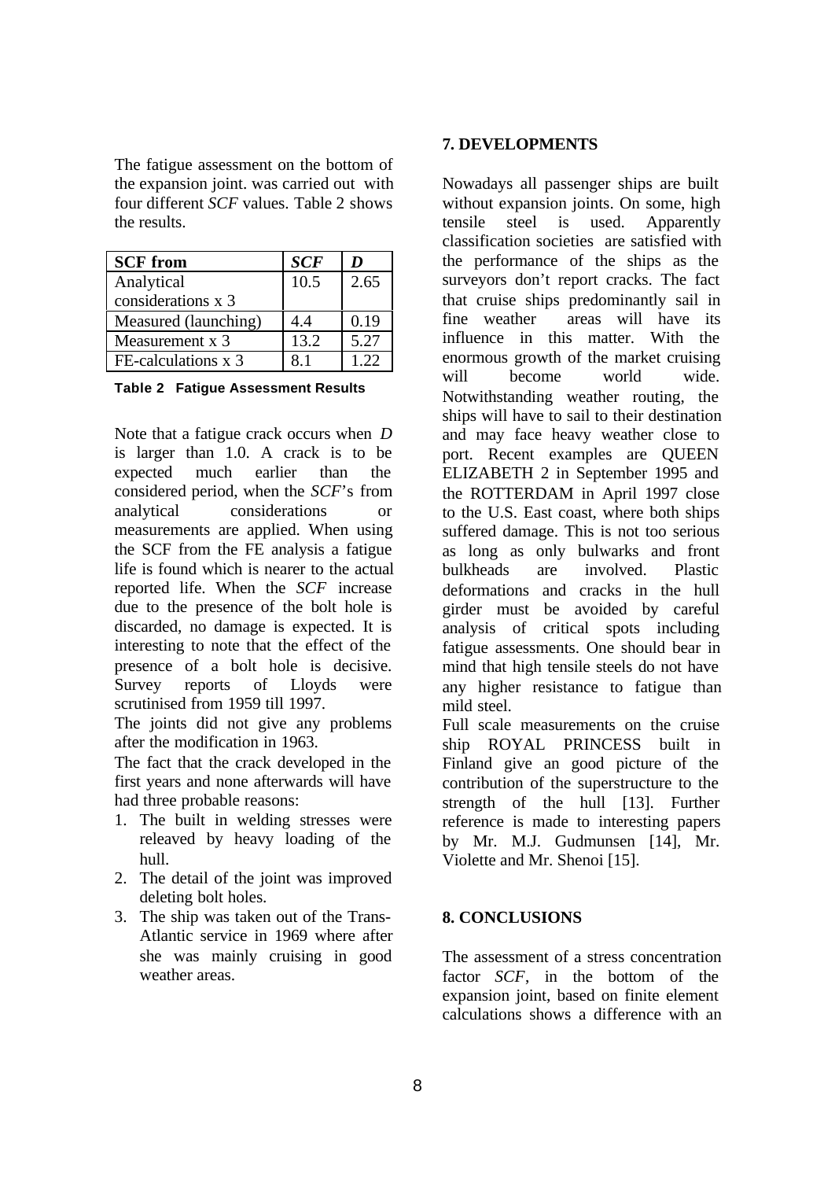The fatigue assessment on the bottom of the expansion joint. was carried out with four different *SCF* values. Table 2 shows the results.

| SCF from | *SCF* | *D* |
|---|---|---|
| Analytical considerations x 3 | 10.5 | 2.65 |
| Measured (launching) | 4.4 | 0.19 |
| Measurement x 3 | 13.2 | 5.27 |
| FE-calculations x 3 | 8.1 | 1.22 |

**Table 2 Fatigue Assessment Results**

Note that a fatigue crack occurs when *D* is larger than 1.0. A crack is to be expected much earlier than the considered period, when the *SCF*'s from analytical considerations or measurements are applied. When using the SCF from the FE analysis a fatigue life is found which is nearer to the actual reported life. When the *SCF* increase due to the presence of the bolt hole is discarded, no damage is expected. It is interesting to note that the effect of the presence of a bolt hole is decisive. Survey reports of Lloyds were scrutinised from 1959 till 1997.

The joints did not give any problems after the modification in 1963.

The fact that the crack developed in the first years and none afterwards will have had three probable reasons:

1. The built in welding stresses were releaved by heavy loading of the hull.
2. The detail of the joint was improved deleting bolt holes.
3. The ship was taken out of the Trans-Atlantic service in 1969 where after she was mainly cruising in good weather areas.

## 7. DEVELOPMENTS

Nowadays all passenger ships are built without expansion joints. On some, high tensile steel is used. Apparently classification societies are satisfied with the performance of the ships as the surveyors don't report cracks. The fact that cruise ships predominantly sail in fine weather areas will have its influence in this matter. With the enormous growth of the market cruising will become world wide. Notwithstanding weather routing, the ships will have to sail to their destination and may face heavy weather close to port. Recent examples are QUEEN ELIZABETH 2 in September 1995 and the ROTTERDAM in April 1997 close to the U.S. East coast, where both ships suffered damage. This is not too serious as long as only bulwarks and front bulkheads are involved. Plastic deformations and cracks in the hull girder must be avoided by careful analysis of critical spots including fatigue assessments. One should bear in mind that high tensile steels do not have any higher resistance to fatigue than mild steel.

Full scale measurements on the cruise ship ROYAL PRINCESS built in Finland give an good picture of the contribution of the superstructure to the strength of the hull [13]. Further reference is made to interesting papers by Mr. M.J. Gudmunsen [14], Mr. Violette and Mr. Shenoi [15].

## 8. CONCLUSIONS

The assessment of a stress concentration factor *SCF*, in the bottom of the expansion joint, based on finite element calculations shows a difference with an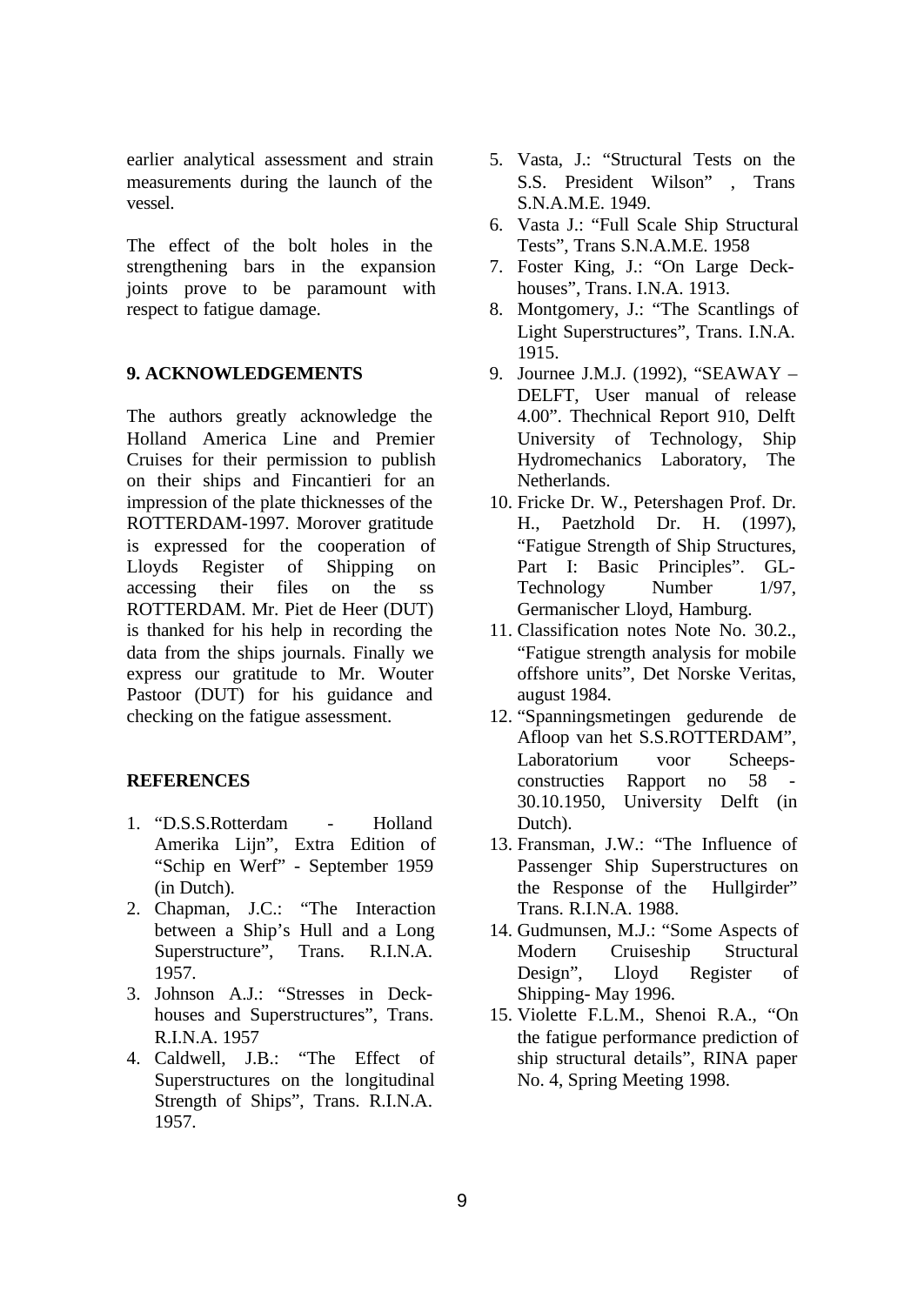earlier analytical assessment and strain measurements during the launch of the vessel.

The effect of the bolt holes in the strengthening bars in the expansion joints prove to be paramount with respect to fatigue damage.

## 9. ACKNOWLEDGEMENTS

The authors greatly acknowledge the Holland America Line and Premier Cruises for their permission to publish on their ships and Fincantieri for an impression of the plate thicknesses of the ROTTERDAM-1997. Morover gratitude is expressed for the cooperation of Lloyds Register of Shipping on accessing their files on the ss ROTTERDAM. Mr. Piet de Heer (DUT) is thanked for his help in recording the data from the ships journals. Finally we express our gratitude to Mr. Wouter Pastoor (DUT) for his guidance and checking on the fatigue assessment.

## REFERENCES

1. "D.S.S.Rotterdam - Holland Amerika Lijn", Extra Edition of "Schip en Werf" - September 1959 (in Dutch).
2. Chapman, J.C.: "The Interaction between a Ship's Hull and a Long Superstructure", Trans. R.I.N.A. 1957.
3. Johnson A.J.: "Stresses in Deck-houses and Superstructures", Trans. R.I.N.A. 1957
4. Caldwell, J.B.: "The Effect of Superstructures on the longitudinal Strength of Ships", Trans. R.I.N.A. 1957.
5. Vasta, J.: "Structural Tests on the S.S. President Wilson" , Trans S.N.A.M.E. 1949.
6. Vasta J.: "Full Scale Ship Structural Tests", Trans S.N.A.M.E. 1958
7. Foster King, J.: "On Large Deck-houses", Trans. I.N.A. 1913.
8. Montgomery, J.: "The Scantlings of Light Superstructures", Trans. I.N.A. 1915.
9. Journee J.M.J. (1992), "SEAWAY – DELFT, User manual of release 4.00". Thechnical Report 910, Delft University of Technology, Ship Hydromechanics Laboratory, The Netherlands.
10. Fricke Dr. W., Petershagen Prof. Dr. H., Paetzhold Dr. H. (1997), "Fatigue Strength of Ship Structures, Part I: Basic Principles". GL-Technology Number 1/97, Germanischer Lloyd, Hamburg.
11. Classification notes Note No. 30.2., "Fatigue strength analysis for mobile offshore units", Det Norske Veritas, august 1984.
12. "Spanningsmetingen gedurende de Afloop van het S.S.ROTTERDAM", Laboratorium voor Scheeps-constructies Rapport no 58 - 30.10.1950, University Delft (in Dutch).
13. Fransman, J.W.: "The Influence of Passenger Ship Superstructures on the Response of the Hullgirder" Trans. R.I.N.A. 1988.
14. Gudmunsen, M.J.: "Some Aspects of Modern Cruiseship Structural Design", Lloyd Register of Shipping- May 1996.
15. Violette F.L.M., Shenoi R.A., "On the fatigue performance prediction of ship structural details", RINA paper No. 4, Spring Meeting 1998.